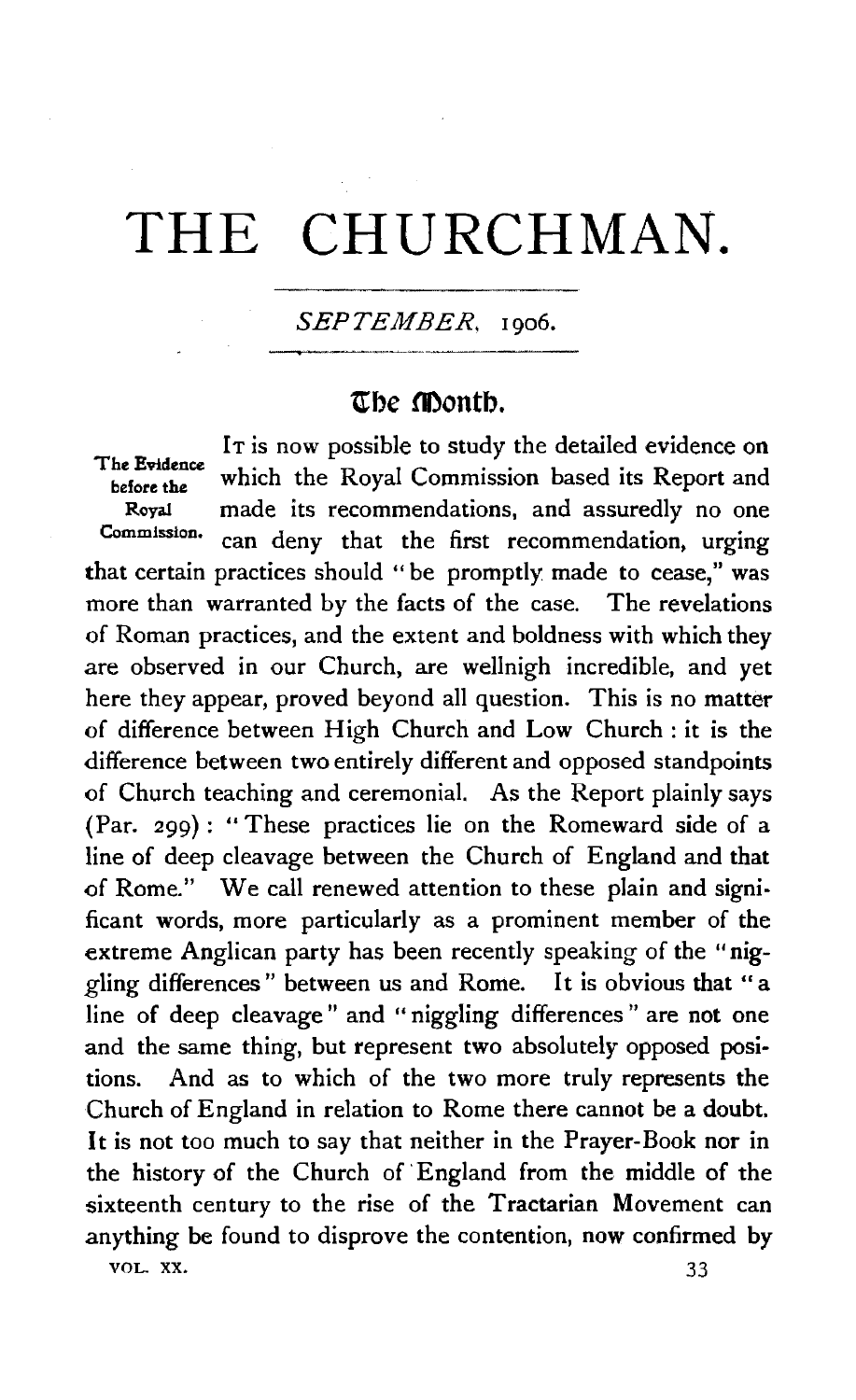# THE CHURCHMAN.

*SEPTEMBER*, 1906.

## The Month.

**The Evidence before the Royal Commission.**

It is now possible to study the detailed evidence on which the Royal Commission based its Report and made its recommendations, and assuredly no one can deny that the first recommendation, urging that certain practices should "be promptly made to cease," was more than warranted by the facts of the case. The revelations of Roman practices, and the extent and boldness with which they are observed in our Church, are wellnigh incredible, and yet here they appear, proved beyond all question. This is no matter of difference between High Church and Low Church: it is the difference between two entirely different and opposed standpoints of Church teaching and ceremonial. As the Report plainly says (Par. 299): "These practices lie on the Romeward side of a line of deep cleavage between the Church of England and that of Rome." We call renewed attention to these plain and significant words, more particularly as a prominent member of the extreme Anglican party has been recently speaking of the "niggling differences" between us and Rome. It is obvious that "a line of deep cleavage" and "niggling differences" are not one and the same thing, but represent two absolutely opposed positions. And as to which of the two more truly represents the Church of England in relation to Rome there cannot be a doubt. It is not too much to say that neither in the Prayer-Book nor in the history of the Church of England from the middle of the sixteenth century to the rise of the Tractarian Movement can anything be found to disprove the contention, now confirmed by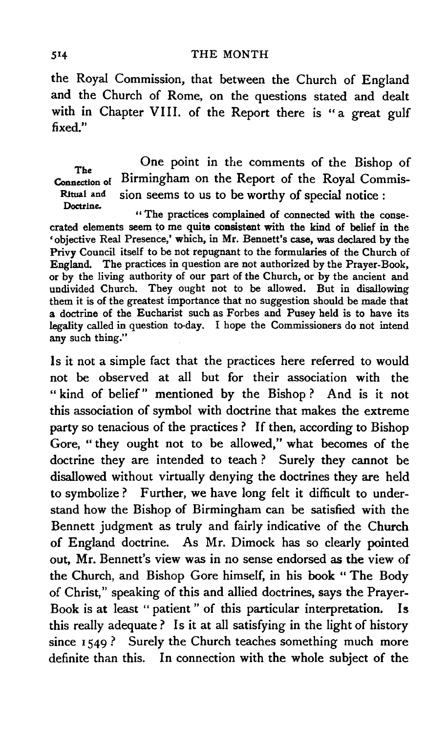the Royal Commission, that between the Church of England and the Church of Rome, on the questions stated and dealt with in Chapter VIII. of the Report there is "a great gulf fixed."

**The Connection of Ritual and Doctrine.**

One point in the comments of the Bishop of Birmingham on the Report of the Royal Commission seems to us to be worthy of special notice:

> "The practices complained of connected with the consecrated elements seem to me quite consistent with the kind of belief in the 'objective Real Presence,' which, in Mr. Bennett's case, was declared by the Privy Council itself to be not repugnant to the formularies of the Church of England. The practices in question are not authorized by the Prayer-Book, or by the living authority of our part of the Church, or by the ancient and undivided Church. They ought not to be allowed. But in disallowing them it is of the greatest importance that no suggestion should be made that a doctrine of the Eucharist such as Forbes and Pusey held is to have its legality called in question to-day. I hope the Commissioners do not intend any such thing."

Is it not a simple fact that the practices here referred to would not be observed at all but for their association with the "kind of belief" mentioned by the Bishop? And is it not this association of symbol with doctrine that makes the extreme party so tenacious of the practices? If then, according to Bishop Gore, "they ought not to be allowed," what becomes of the doctrine they are intended to teach? Surely they cannot be disallowed without virtually denying the doctrines they are held to symbolize? Further, we have long felt it difficult to understand how the Bishop of Birmingham can be satisfied with the Bennett judgment as truly and fairly indicative of the Church of England doctrine. As Mr. Dimock has so clearly pointed out, Mr. Bennett's view was in no sense endorsed as the view of the Church, and Bishop Gore himself, in his book "The Body of Christ," speaking of this and allied doctrines, says the Prayer-Book is at least "patient" of this particular interpretation. Is this really adequate? Is it at all satisfying in the light of history since 1549? Surely the Church teaches something much more definite than this. In connection with the whole subject of the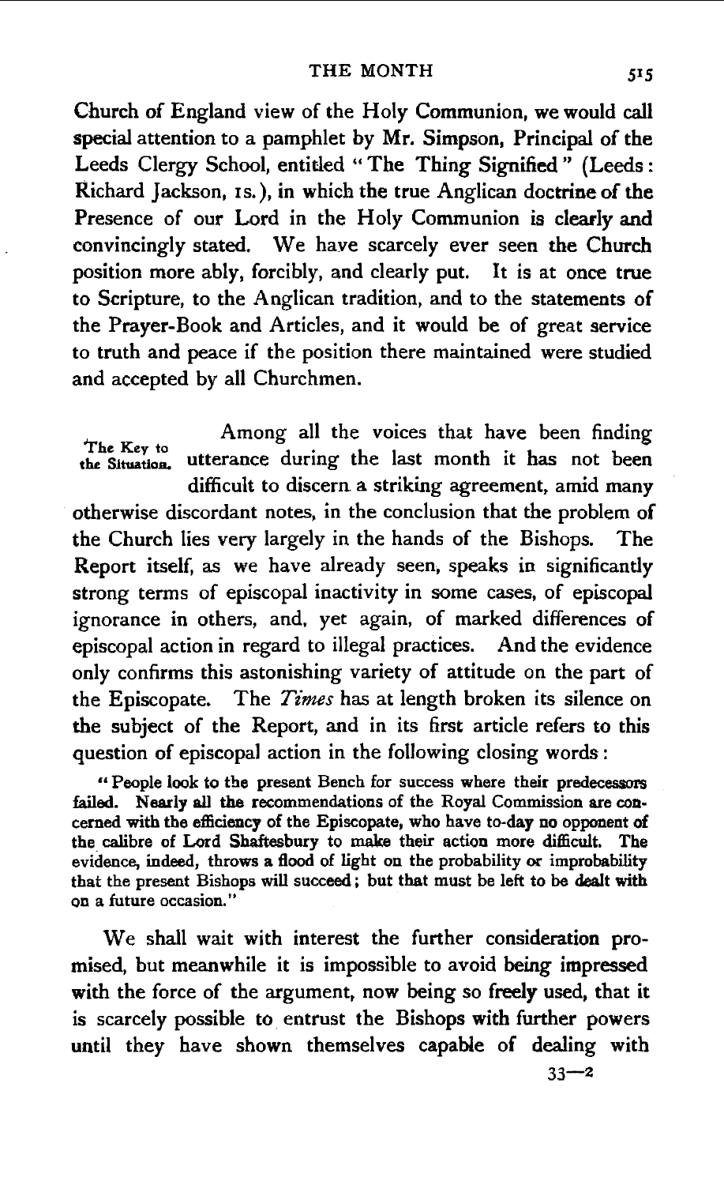Church of England view of the Holy Communion, we would call special attention to a pamphlet by Mr. Simpson, Principal of the Leeds Clergy School, entitled "The Thing Signified" (Leeds: Richard Jackson, 1s.), in which the true Anglican doctrine of the Presence of our Lord in the Holy Communion is clearly and convincingly stated. We have scarcely ever seen the Church position more ably, forcibly, and clearly put. It is at once true to Scripture, to the Anglican tradition, and to the statements of the Prayer-Book and Articles, and it would be of great service to truth and peace if the position there maintained were studied and accepted by all Churchmen.

**The Key to the Situation.** Among all the voices that have been finding utterance during the last month it has not been difficult to discern a striking agreement, amid many otherwise discordant notes, in the conclusion that the problem of the Church lies very largely in the hands of the Bishops. The Report itself, as we have already seen, speaks in significantly strong terms of episcopal inactivity in some cases, of episcopal ignorance in others, and, yet again, of marked differences of episcopal action in regard to illegal practices. And the evidence only confirms this astonishing variety of attitude on the part of the Episcopate. The *Times* has at length broken its silence on the subject of the Report, and in its first article refers to this question of episcopal action in the following closing words:

> "People look to the present Bench for success where their predecessors failed. Nearly all the recommendations of the Royal Commission are concerned with the efficiency of the Episcopate, who have to-day no opponent of the calibre of Lord Shaftesbury to make their action more difficult. The evidence, indeed, throws a flood of light on the probability or improbability that the present Bishops will succeed; but that must be left to be dealt with on a future occasion."

We shall wait with interest the further consideration promised, but meanwhile it is impossible to avoid being impressed with the force of the argument, now being so freely used, that it is scarcely possible to entrust the Bishops with further powers until they have shown themselves capable of dealing with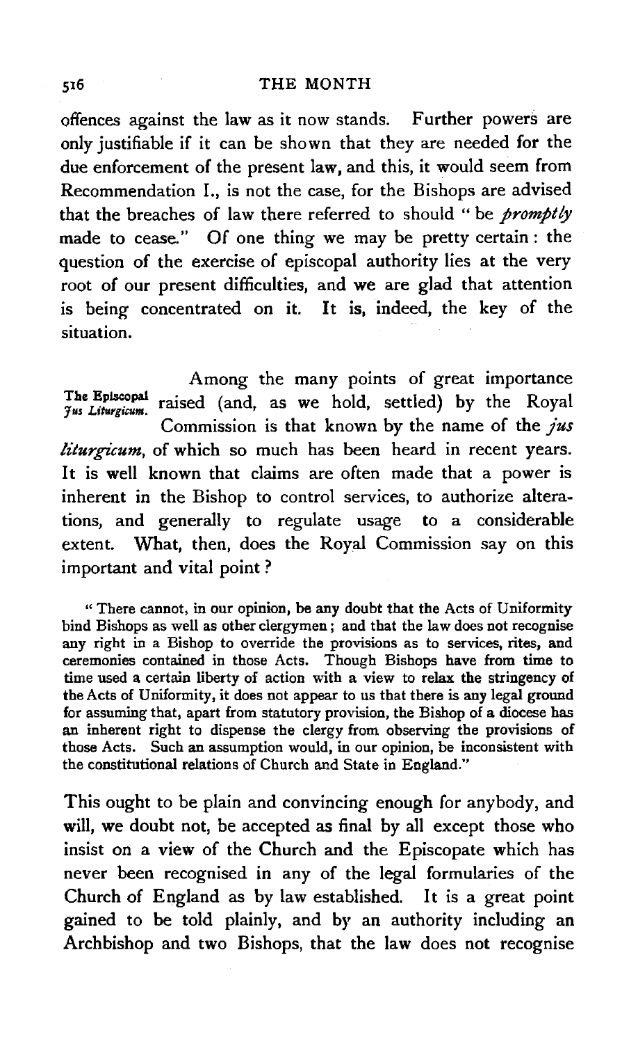offences against the law as it now stands. Further powers are only justifiable if it can be shown that they are needed for the due enforcement of the present law, and this, it would seem from Recommendation I., is not the case, for the Bishops are advised that the breaches of law there referred to should "be *promptly* made to cease." Of one thing we may be pretty certain: the question of the exercise of episcopal authority lies at the very root of our present difficulties, and we are glad that attention is being concentrated on it. It is, indeed, the key of the situation.

**The Episcopal *Jus Liturgicum*.**

Among the many points of great importance raised (and, as we hold, settled) by the Royal Commission is that known by the name of the *jus liturgicum*, of which so much has been heard in recent years. It is well known that claims are often made that a power is inherent in the Bishop to control services, to authorize alterations, and generally to regulate usage to a considerable extent. What, then, does the Royal Commission say on this important and vital point?

> "There cannot, in our opinion, be any doubt that the Acts of Uniformity bind Bishops as well as other clergymen; and that the law does not recognise any right in a Bishop to override the provisions as to services, rites, and ceremonies contained in those Acts. Though Bishops have from time to time used a certain liberty of action with a view to relax the stringency of the Acts of Uniformity, it does not appear to us that there is any legal ground for assuming that, apart from statutory provision, the Bishop of a diocese has an inherent right to dispense the clergy from observing the provisions of those Acts. Such an assumption would, in our opinion, be inconsistent with the constitutional relations of Church and State in England."

This ought to be plain and convincing enough for anybody, and will, we doubt not, be accepted as final by all except those who insist on a view of the Church and the Episcopate which has never been recognised in any of the legal formularies of the Church of England as by law established. It is a great point gained to be told plainly, and by an authority including an Archbishop and two Bishops, that the law does not recognise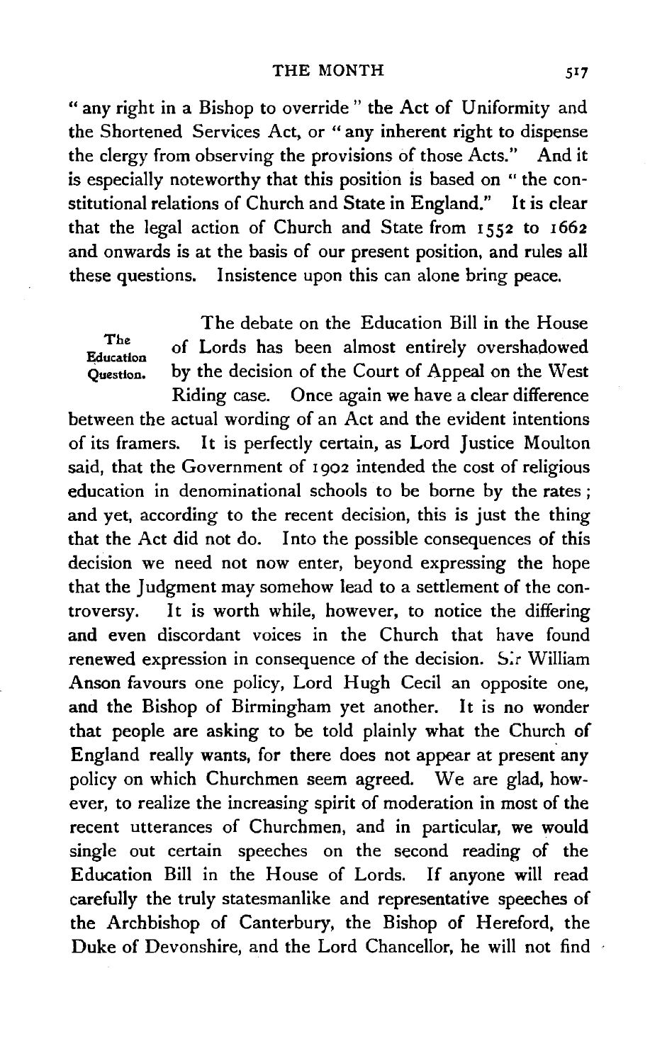"any right in a Bishop to override" the Act of Uniformity and the Shortened Services Act, or "any inherent right to dispense the clergy from observing the provisions of those Acts." And it is especially noteworthy that this position is based on "the constitutional relations of Church and State in England." It is clear that the legal action of Church and State from 1552 to 1662 and onwards is at the basis of our present position, and rules all these questions. Insistence upon this can alone bring peace.

**The Education Question.** The debate on the Education Bill in the House of Lords has been almost entirely overshadowed by the decision of the Court of Appeal on the West Riding case. Once again we have a clear difference between the actual wording of an Act and the evident intentions of its framers. It is perfectly certain, as Lord Justice Moulton said, that the Government of 1902 intended the cost of religious education in denominational schools to be borne by the rates; and yet, according to the recent decision, this is just the thing that the Act did not do. Into the possible consequences of this decision we need not now enter, beyond expressing the hope that the Judgment may somehow lead to a settlement of the controversy. It is worth while, however, to notice the differing and even discordant voices in the Church that have found renewed expression in consequence of the decision. Sir William Anson favours one policy, Lord Hugh Cecil an opposite one, and the Bishop of Birmingham yet another. It is no wonder that people are asking to be told plainly what the Church of England really wants, for there does not appear at present any policy on which Churchmen seem agreed. We are glad, however, to realize the increasing spirit of moderation in most of the recent utterances of Churchmen, and in particular, we would single out certain speeches on the second reading of the Education Bill in the House of Lords. If anyone will read carefully the truly statesmanlike and representative speeches of the Archbishop of Canterbury, the Bishop of Hereford, the Duke of Devonshire, and the Lord Chancellor, he will not find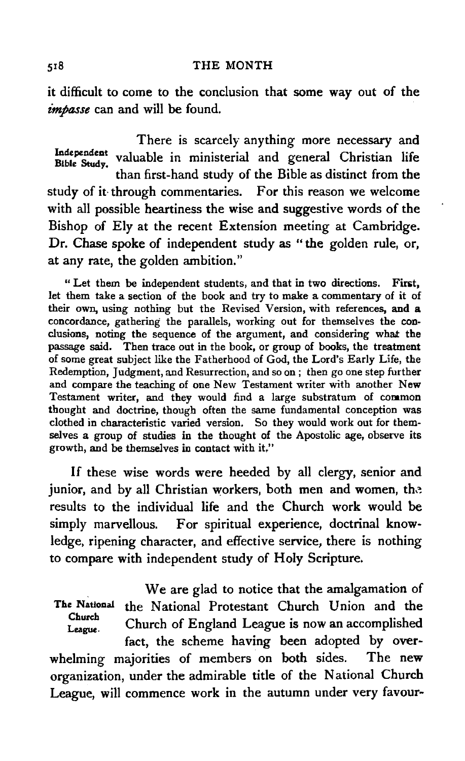it difficult to come to the conclusion that some way out of the *impasse* can and will be found.

**Independent Bible Study.** There is scarcely anything more necessary and valuable in ministerial and general Christian life than first-hand study of the Bible as distinct from the study of it through commentaries. For this reason we welcome with all possible heartiness the wise and suggestive words of the Bishop of Ely at the recent Extension meeting at Cambridge. Dr. Chase spoke of independent study as "the golden rule, or, at any rate, the golden ambition."

> "Let them be independent students, and that in two directions. First, let them take a section of the book and try to make a commentary of it of their own, using nothing but the Revised Version, with references, and a concordance, gathering the parallels, working out for themselves the conclusions, noting the sequence of the argument, and considering what the passage said. Then trace out in the book, or group of books, the treatment of some great subject like the Fatherhood of God, the Lord's Early Life, the Redemption, Judgment, and Resurrection, and so on; then go one step further and compare the teaching of one New Testament writer with another New Testament writer, and they would find a large substratum of common thought and doctrine, though often the same fundamental conception was clothed in characteristic varied version. So they would work out for themselves a group of studies in the thought of the Apostolic age, observe its growth, and be themselves in contact with it."

If these wise words were heeded by all clergy, senior and junior, and by all Christian workers, both men and women, the results to the individual life and the Church work would be simply marvellous. For spiritual experience, doctrinal knowledge, ripening character, and effective service, there is nothing to compare with independent study of Holy Scripture.

**The National Church League.** We are glad to notice that the amalgamation of the National Protestant Church Union and the Church of England League is now an accomplished fact, the scheme having been adopted by overwhelming majorities of members on both sides. The new organization, under the admirable title of the National Church League, will commence work in the autumn under very favour-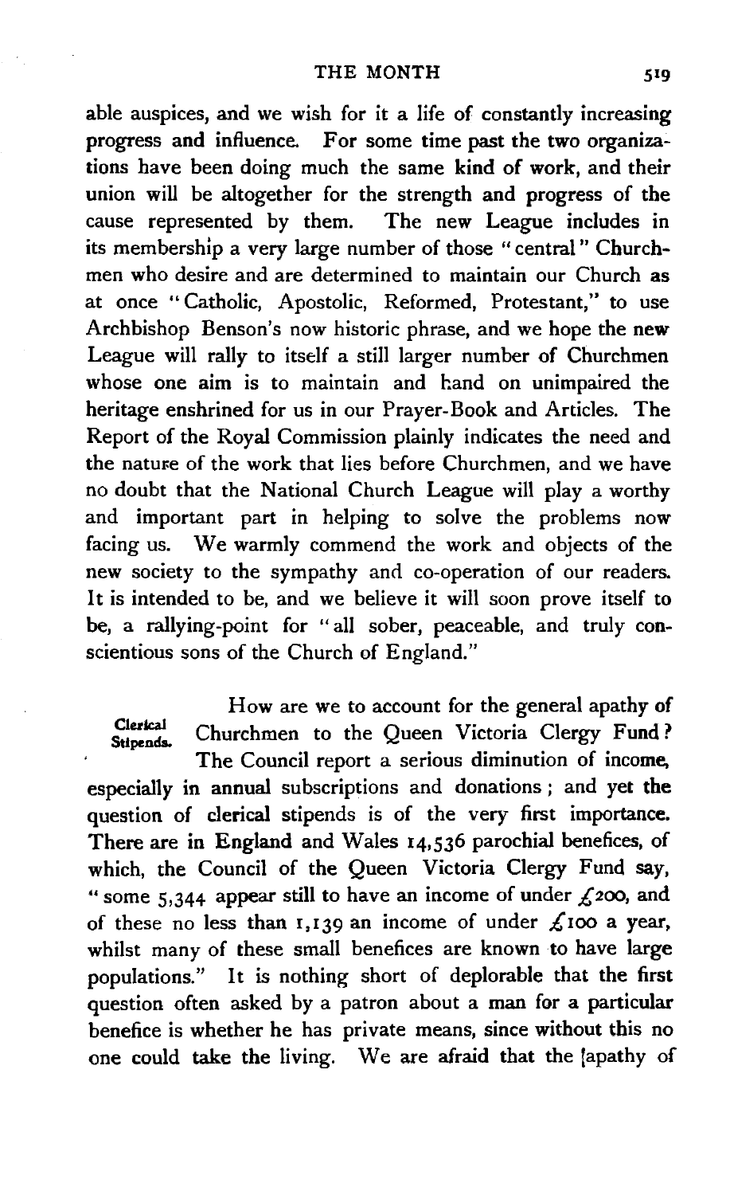able auspices, and we wish for it a life of constantly increasing progress and influence. For some time past the two organizations have been doing much the same kind of work, and their union will be altogether for the strength and progress of the cause represented by them. The new League includes in its membership a very large number of those "central" Churchmen who desire and are determined to maintain our Church as at once "Catholic, Apostolic, Reformed, Protestant," to use Archbishop Benson's now historic phrase, and we hope the new League will rally to itself a still larger number of Churchmen whose one aim is to maintain and hand on unimpaired the heritage enshrined for us in our Prayer-Book and Articles. The Report of the Royal Commission plainly indicates the need and the nature of the work that lies before Churchmen, and we have no doubt that the National Church League will play a worthy and important part in helping to solve the problems now facing us. We warmly commend the work and objects of the new society to the sympathy and co-operation of our readers. It is intended to be, and we believe it will soon prove itself to be, a rallying-point for "all sober, peaceable, and truly conscientious sons of the Church of England."

**Clerical Stipends.** How are we to account for the general apathy of Churchmen to the Queen Victoria Clergy Fund? The Council report a serious diminution of income, especially in annual subscriptions and donations; and yet the question of clerical stipends is of the very first importance. There are in England and Wales 14,536 parochial benefices, of which, the Council of the Queen Victoria Clergy Fund say, "some 5,344 appear still to have an income of under £200, and of these no less than 1,139 an income of under £100 a year, whilst many of these small benefices are known to have large populations." It is nothing short of deplorable that the first question often asked by a patron about a man for a particular benefice is whether he has private means, since without this no one could take the living. We are afraid that the apathy of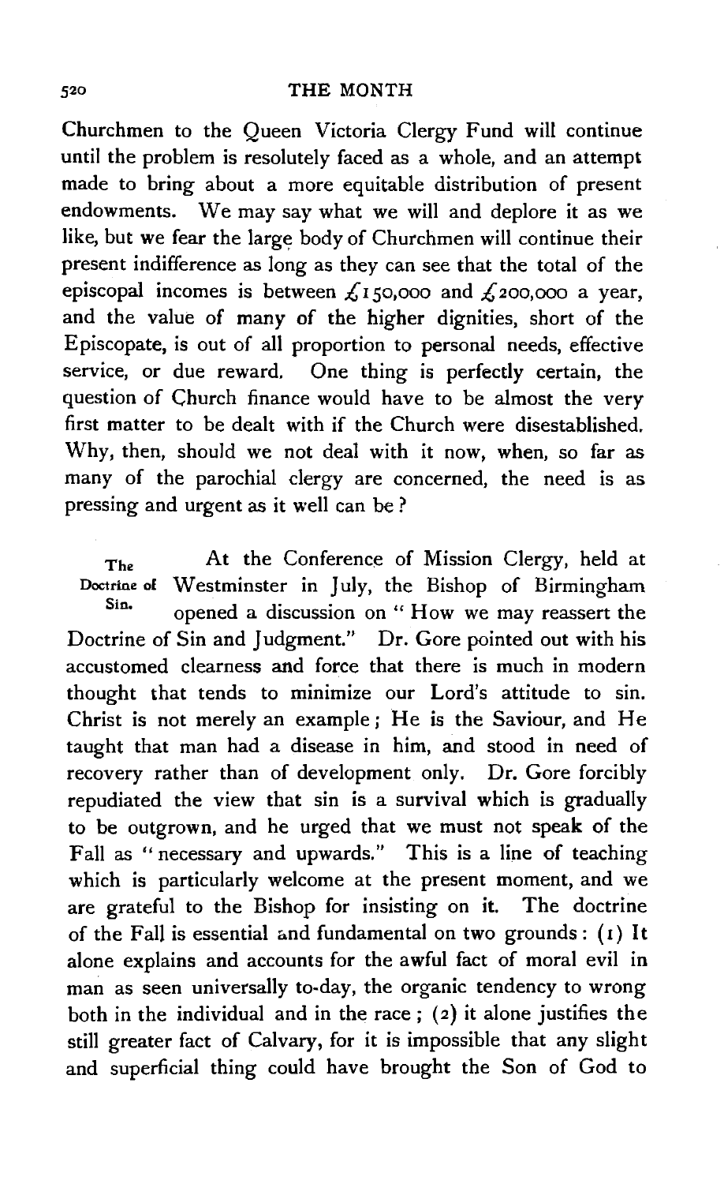Churchmen to the Queen Victoria Clergy Fund will continue until the problem is resolutely faced as a whole, and an attempt made to bring about a more equitable distribution of present endowments. We may say what we will and deplore it as we like, but we fear the large body of Churchmen will continue their present indifference as long as they can see that the total of the episcopal incomes is between £150,000 and £200,000 a year, and the value of many of the higher dignities, short of the Episcopate, is out of all proportion to personal needs, effective service, or due reward. One thing is perfectly certain, the question of Church finance would have to be almost the very first matter to be dealt with if the Church were disestablished. Why, then, should we not deal with it now, when, so far as many of the parochial clergy are concerned, the need is as pressing and urgent as it well can be?

**The Doctrine of Sin.** At the Conference of Mission Clergy, held at Westminster in July, the Bishop of Birmingham opened a discussion on "How we may reassert the Doctrine of Sin and Judgment." Dr. Gore pointed out with his accustomed clearness and force that there is much in modern thought that tends to minimize our Lord's attitude to sin. Christ is not merely an example; He is the Saviour, and He taught that man had a disease in him, and stood in need of recovery rather than of development only. Dr. Gore forcibly repudiated the view that sin is a survival which is gradually to be outgrown, and he urged that we must not speak of the Fall as "necessary and upwards." This is a line of teaching which is particularly welcome at the present moment, and we are grateful to the Bishop for insisting on it. The doctrine of the Fall is essential and fundamental on two grounds: (1) It alone explains and accounts for the awful fact of moral evil in man as seen universally to-day, the organic tendency to wrong both in the individual and in the race; (2) it alone justifies the still greater fact of Calvary, for it is impossible that any slight and superficial thing could have brought the Son of God to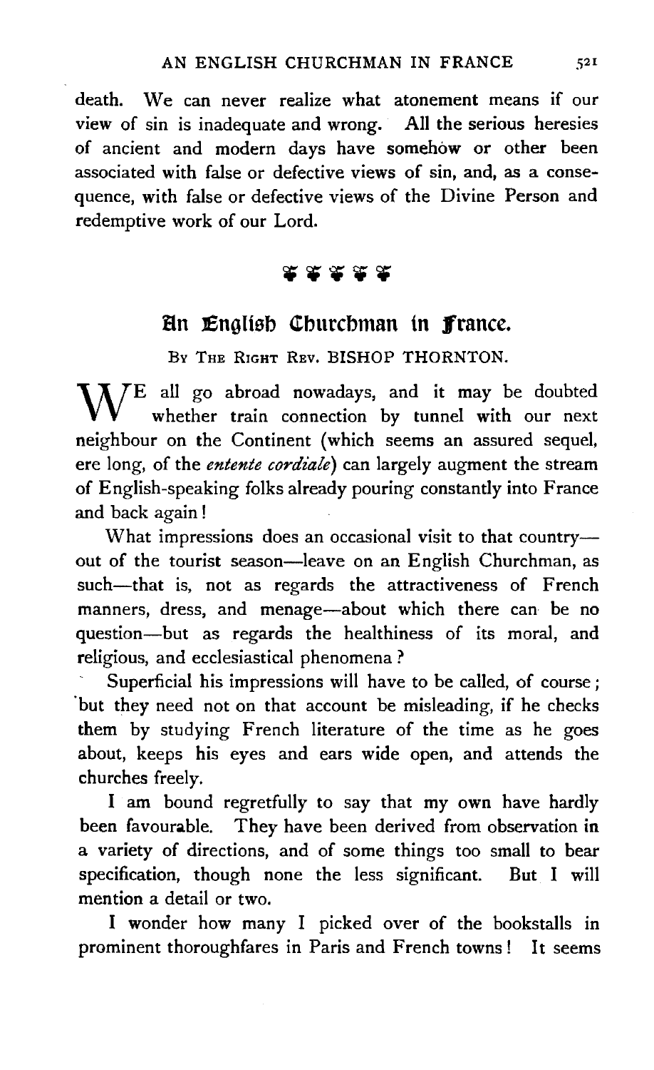death. We can never realize what atonement means if our view of sin is inadequate and wrong. All the serious heresies of ancient and modern days have somehow or other been associated with false or defective views of sin, and, as a consequence, with false or defective views of the Divine Person and redemptive work of our Lord.

❦ ❦ ❦ ❦ ❦

## An English Churchman in France.

By The Right Rev. BISHOP THORNTON.

WE all go abroad nowadays, and it may be doubted whether train connection by tunnel with our next neighbour on the Continent (which seems an assured sequel, ere long, of the *entente cordiale*) can largely augment the stream of English-speaking folks already pouring constantly into France and back again!

What impressions does an occasional visit to that country—out of the tourist season—leave on an English Churchman, as such—that is, not as regards the attractiveness of French manners, dress, and menage—about which there can be no question—but as regards the healthiness of its moral, and religious, and ecclesiastical phenomena?

Superficial his impressions will have to be called, of course; but they need not on that account be misleading, if he checks them by studying French literature of the time as he goes about, keeps his eyes and ears wide open, and attends the churches freely.

I am bound regretfully to say that my own have hardly been favourable. They have been derived from observation in a variety of directions, and of some things too small to bear specification, though none the less significant. But I will mention a detail or two.

I wonder how many I picked over of the bookstalls in prominent thoroughfares in Paris and French towns! It seems